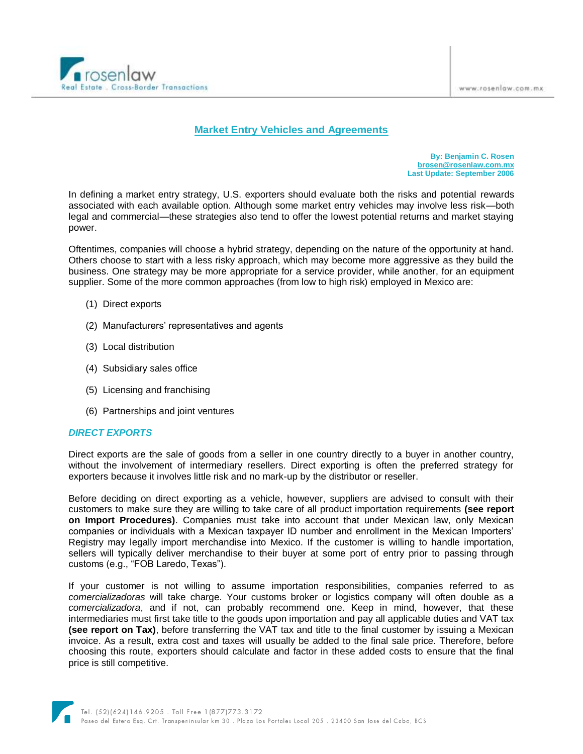# Market Entry Vehicles and Agreements

**By: Benjamin C. Rosen**
**brosen@rosenlaw.com.mx**
**Last Update: September 2006**

In defining a market entry strategy, U.S. exporters should evaluate both the risks and potential rewards associated with each available option. Although some market entry vehicles may involve less risk—both legal and commercial—these strategies also tend to offer the lowest potential returns and market staying power.

Oftentimes, companies will choose a hybrid strategy, depending on the nature of the opportunity at hand. Others choose to start with a less risky approach, which may become more aggressive as they build the business. One strategy may be more appropriate for a service provider, while another, for an equipment supplier. Some of the more common approaches (from low to high risk) employed in Mexico are:

(1) Direct exports

(2) Manufacturers' representatives and agents

(3) Local distribution

(4) Subsidiary sales office

(5) Licensing and franchising

(6) Partnerships and joint ventures

## *DIRECT EXPORTS*

Direct exports are the sale of goods from a seller in one country directly to a buyer in another country, without the involvement of intermediary resellers. Direct exporting is often the preferred strategy for exporters because it involves little risk and no mark-up by the distributor or reseller.

Before deciding on direct exporting as a vehicle, however, suppliers are advised to consult with their customers to make sure they are willing to take care of all product importation requirements **(see report on Import Procedures)**. Companies must take into account that under Mexican law, only Mexican companies or individuals with a Mexican taxpayer ID number and enrollment in the Mexican Importers' Registry may legally import merchandise into Mexico. If the customer is willing to handle importation, sellers will typically deliver merchandise to their buyer at some port of entry prior to passing through customs (e.g., "FOB Laredo, Texas").

If your customer is not willing to assume importation responsibilities, companies referred to as *comercializadoras* will take charge. Your customs broker or logistics company will often double as a *comercializadora*, and if not, can probably recommend one. Keep in mind, however, that these intermediaries must first take title to the goods upon importation and pay all applicable duties and VAT tax **(see report on Tax)**, before transferring the VAT tax and title to the final customer by issuing a Mexican invoice. As a result, extra cost and taxes will usually be added to the final sale price. Therefore, before choosing this route, exporters should calculate and factor in these added costs to ensure that the final price is still competitive.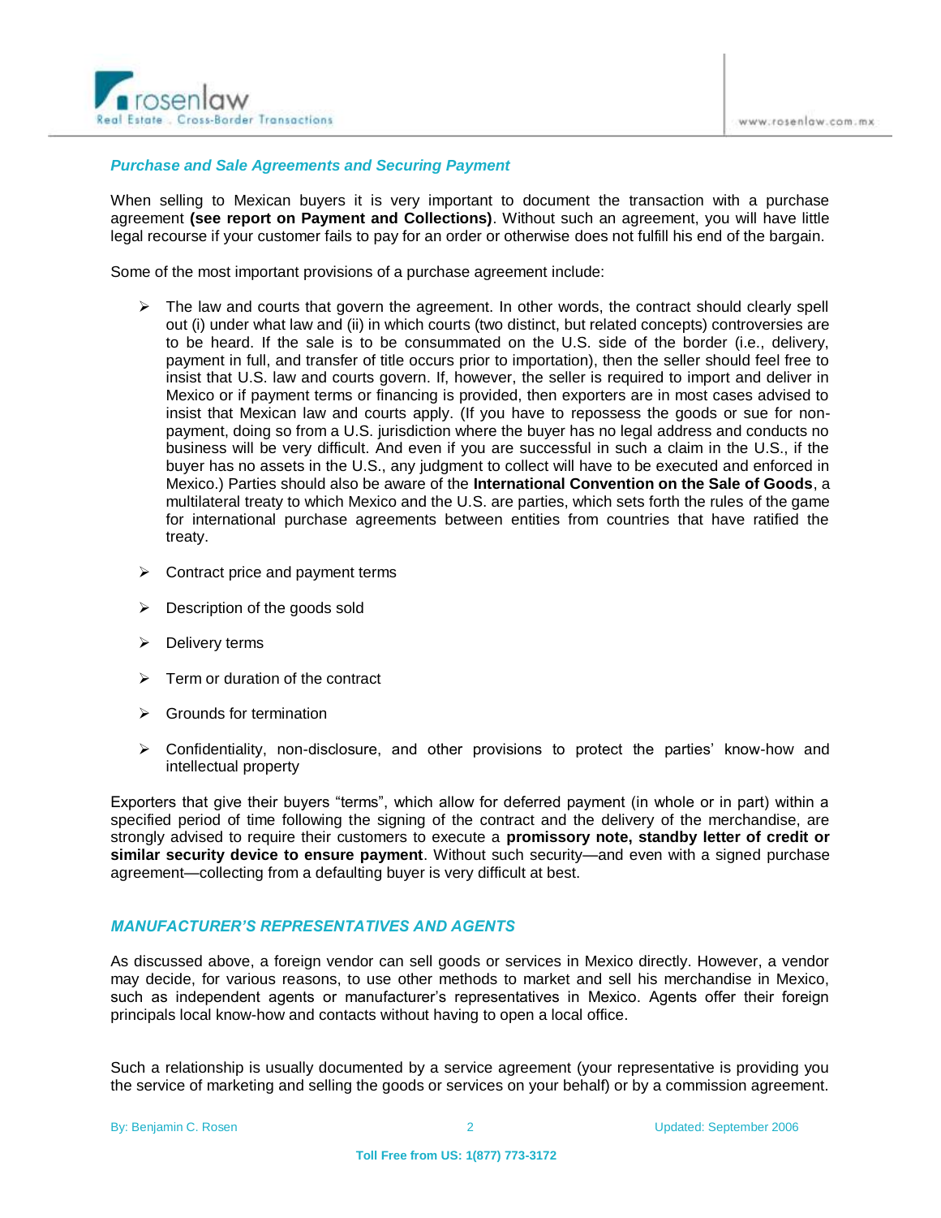### *Purchase and Sale Agreements and Securing Payment*

When selling to Mexican buyers it is very important to document the transaction with a purchase agreement **(see report on Payment and Collections)**. Without such an agreement, you will have little legal recourse if your customer fails to pay for an order or otherwise does not fulfill his end of the bargain.

Some of the most important provisions of a purchase agreement include:

- The law and courts that govern the agreement. In other words, the contract should clearly spell out (i) under what law and (ii) in which courts (two distinct, but related concepts) controversies are to be heard. If the sale is to be consummated on the U.S. side of the border (i.e., delivery, payment in full, and transfer of title occurs prior to importation), then the seller should feel free to insist that U.S. law and courts govern. If, however, the seller is required to import and deliver in Mexico or if payment terms or financing is provided, then exporters are in most cases advised to insist that Mexican law and courts apply. (If you have to repossess the goods or sue for non-payment, doing so from a U.S. jurisdiction where the buyer has no legal address and conducts no business will be very difficult. And even if you are successful in such a claim in the U.S., if the buyer has no assets in the U.S., any judgment to collect will have to be executed and enforced in Mexico.) Parties should also be aware of the **International Convention on the Sale of Goods**, a multilateral treaty to which Mexico and the U.S. are parties, which sets forth the rules of the game for international purchase agreements between entities from countries that have ratified the treaty.
- Contract price and payment terms
- Description of the goods sold
- Delivery terms
- Term or duration of the contract
- Grounds for termination
- Confidentiality, non-disclosure, and other provisions to protect the parties' know-how and intellectual property

Exporters that give their buyers "terms", which allow for deferred payment (in whole or in part) within a specified period of time following the signing of the contract and the delivery of the merchandise, are strongly advised to require their customers to execute a **promissory note, standby letter of credit or similar security device to ensure payment**. Without such security—and even with a signed purchase agreement—collecting from a defaulting buyer is very difficult at best.

## *MANUFACTURER'S REPRESENTATIVES AND AGENTS*

As discussed above, a foreign vendor can sell goods or services in Mexico directly. However, a vendor may decide, for various reasons, to use other methods to market and sell his merchandise in Mexico, such as independent agents or manufacturer's representatives in Mexico. Agents offer their foreign principals local know-how and contacts without having to open a local office.

Such a relationship is usually documented by a service agreement (your representative is providing you the service of marketing and selling the goods or services on your behalf) or by a commission agreement.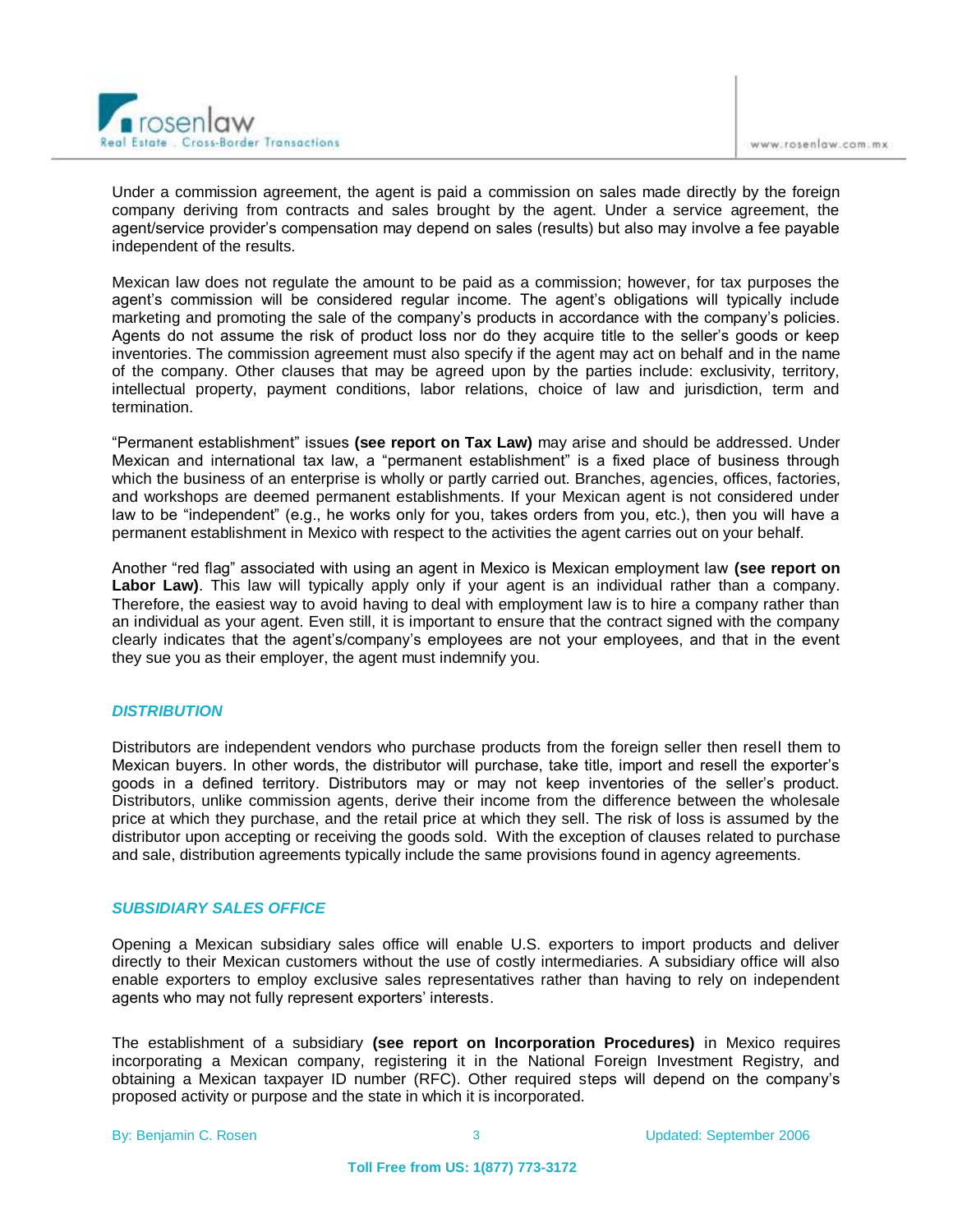Under a commission agreement, the agent is paid a commission on sales made directly by the foreign company deriving from contracts and sales brought by the agent. Under a service agreement, the agent/service provider's compensation may depend on sales (results) but also may involve a fee payable independent of the results.

Mexican law does not regulate the amount to be paid as a commission; however, for tax purposes the agent's commission will be considered regular income. The agent's obligations will typically include marketing and promoting the sale of the company's products in accordance with the company's policies. Agents do not assume the risk of product loss nor do they acquire title to the seller's goods or keep inventories. The commission agreement must also specify if the agent may act on behalf and in the name of the company. Other clauses that may be agreed upon by the parties include: exclusivity, territory, intellectual property, payment conditions, labor relations, choice of law and jurisdiction, term and termination.

"Permanent establishment" issues **(see report on Tax Law)** may arise and should be addressed. Under Mexican and international tax law, a "permanent establishment" is a fixed place of business through which the business of an enterprise is wholly or partly carried out. Branches, agencies, offices, factories, and workshops are deemed permanent establishments. If your Mexican agent is not considered under law to be "independent" (e.g., he works only for you, takes orders from you, etc.), then you will have a permanent establishment in Mexico with respect to the activities the agent carries out on your behalf.

Another "red flag" associated with using an agent in Mexico is Mexican employment law **(see report on Labor Law)**. This law will typically apply only if your agent is an individual rather than a company. Therefore, the easiest way to avoid having to deal with employment law is to hire a company rather than an individual as your agent. Even still, it is important to ensure that the contract signed with the company clearly indicates that the agent's/company's employees are not your employees, and that in the event they sue you as their employer, the agent must indemnify you.

### *DISTRIBUTION*

Distributors are independent vendors who purchase products from the foreign seller then resell them to Mexican buyers. In other words, the distributor will purchase, take title, import and resell the exporter's goods in a defined territory. Distributors may or may not keep inventories of the seller's product. Distributors, unlike commission agents, derive their income from the difference between the wholesale price at which they purchase, and the retail price at which they sell. The risk of loss is assumed by the distributor upon accepting or receiving the goods sold. With the exception of clauses related to purchase and sale, distribution agreements typically include the same provisions found in agency agreements.

### *SUBSIDIARY SALES OFFICE*

Opening a Mexican subsidiary sales office will enable U.S. exporters to import products and deliver directly to their Mexican customers without the use of costly intermediaries. A subsidiary office will also enable exporters to employ exclusive sales representatives rather than having to rely on independent agents who may not fully represent exporters' interests.

The establishment of a subsidiary **(see report on Incorporation Procedures)** in Mexico requires incorporating a Mexican company, registering it in the National Foreign Investment Registry, and obtaining a Mexican taxpayer ID number (RFC). Other required steps will depend on the company's proposed activity or purpose and the state in which it is incorporated.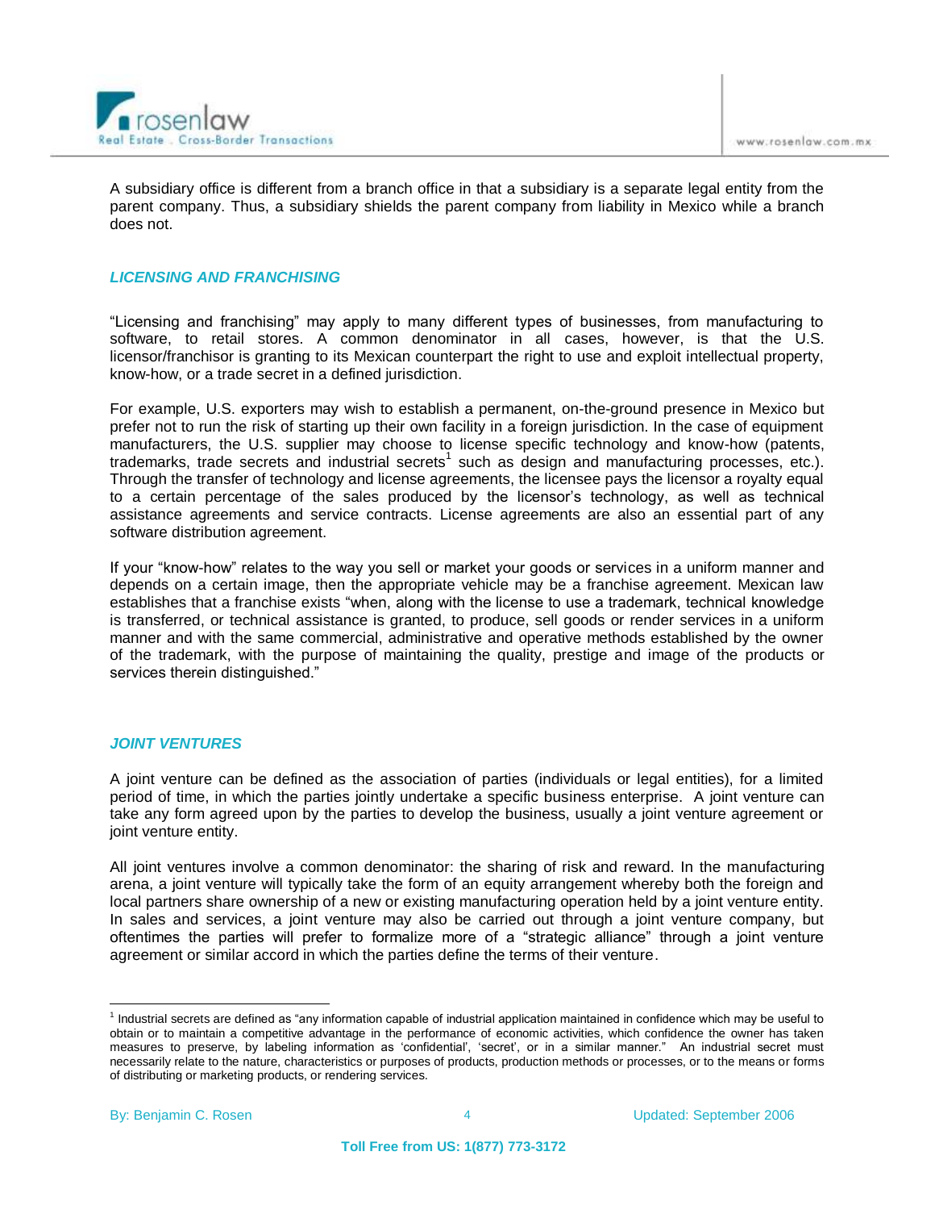A subsidiary office is different from a branch office in that a subsidiary is a separate legal entity from the parent company. Thus, a subsidiary shields the parent company from liability in Mexico while a branch does not.

## *LICENSING AND FRANCHISING*

"Licensing and franchising" may apply to many different types of businesses, from manufacturing to software, to retail stores. A common denominator in all cases, however, is that the U.S. licensor/franchisor is granting to its Mexican counterpart the right to use and exploit intellectual property, know-how, or a trade secret in a defined jurisdiction.

For example, U.S. exporters may wish to establish a permanent, on-the-ground presence in Mexico but prefer not to run the risk of starting up their own facility in a foreign jurisdiction. In the case of equipment manufacturers, the U.S. supplier may choose to license specific technology and know-how (patents, trademarks, trade secrets and industrial secrets[1] such as design and manufacturing processes, etc.). Through the transfer of technology and license agreements, the licensee pays the licensor a royalty equal to a certain percentage of the sales produced by the licensor's technology, as well as technical assistance agreements and service contracts. License agreements are also an essential part of any software distribution agreement.

If your "know-how" relates to the way you sell or market your goods or services in a uniform manner and depends on a certain image, then the appropriate vehicle may be a franchise agreement. Mexican law establishes that a franchise exists "when, along with the license to use a trademark, technical knowledge is transferred, or technical assistance is granted, to produce, sell goods or render services in a uniform manner and with the same commercial, administrative and operative methods established by the owner of the trademark, with the purpose of maintaining the quality, prestige and image of the products or services therein distinguished."

## *JOINT VENTURES*

A joint venture can be defined as the association of parties (individuals or legal entities), for a limited period of time, in which the parties jointly undertake a specific business enterprise. A joint venture can take any form agreed upon by the parties to develop the business, usually a joint venture agreement or joint venture entity.

All joint ventures involve a common denominator: the sharing of risk and reward. In the manufacturing arena, a joint venture will typically take the form of an equity arrangement whereby both the foreign and local partners share ownership of a new or existing manufacturing operation held by a joint venture entity. In sales and services, a joint venture may also be carried out through a joint venture company, but oftentimes the parties will prefer to formalize more of a "strategic alliance" through a joint venture agreement or similar accord in which the parties define the terms of their venture.

---

[1] Industrial secrets are defined as "any information capable of industrial application maintained in confidence which may be useful to obtain or to maintain a competitive advantage in the performance of economic activities, which confidence the owner has taken measures to preserve, by labeling information as 'confidential', 'secret', or in a similar manner." An industrial secret must necessarily relate to the nature, characteristics or purposes of products, production methods or processes, or to the means or forms of distributing or marketing products, or rendering services.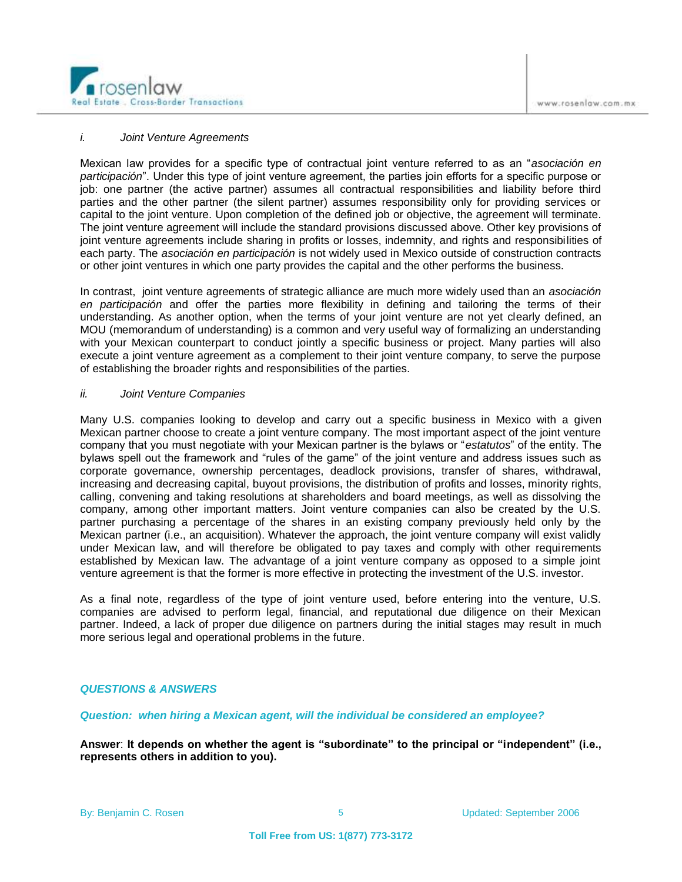*i. Joint Venture Agreements*

Mexican law provides for a specific type of contractual joint venture referred to as an "*asociación en participación*". Under this type of joint venture agreement, the parties join efforts for a specific purpose or job: one partner (the active partner) assumes all contractual responsibilities and liability before third parties and the other partner (the silent partner) assumes responsibility only for providing services or capital to the joint venture. Upon completion of the defined job or objective, the agreement will terminate. The joint venture agreement will include the standard provisions discussed above. Other key provisions of joint venture agreements include sharing in profits or losses, indemnity, and rights and responsibilities of each party. The *asociación en participación* is not widely used in Mexico outside of construction contracts or other joint ventures in which one party provides the capital and the other performs the business.

In contrast, joint venture agreements of strategic alliance are much more widely used than an *asociación en participación* and offer the parties more flexibility in defining and tailoring the terms of their understanding. As another option, when the terms of your joint venture are not yet clearly defined, an MOU (memorandum of understanding) is a common and very useful way of formalizing an understanding with your Mexican counterpart to conduct jointly a specific business or project. Many parties will also execute a joint venture agreement as a complement to their joint venture company, to serve the purpose of establishing the broader rights and responsibilities of the parties.

*ii. Joint Venture Companies*

Many U.S. companies looking to develop and carry out a specific business in Mexico with a given Mexican partner choose to create a joint venture company. The most important aspect of the joint venture company that you must negotiate with your Mexican partner is the bylaws or "*estatutos*" of the entity. The bylaws spell out the framework and "rules of the game" of the joint venture and address issues such as corporate governance, ownership percentages, deadlock provisions, transfer of shares, withdrawal, increasing and decreasing capital, buyout provisions, the distribution of profits and losses, minority rights, calling, convening and taking resolutions at shareholders and board meetings, as well as dissolving the company, among other important matters. Joint venture companies can also be created by the U.S. partner purchasing a percentage of the shares in an existing company previously held only by the Mexican partner (i.e., an acquisition). Whatever the approach, the joint venture company will exist validly under Mexican law, and will therefore be obligated to pay taxes and comply with other requirements established by Mexican law. The advantage of a joint venture company as opposed to a simple joint venture agreement is that the former is more effective in protecting the investment of the U.S. investor.

As a final note, regardless of the type of joint venture used, before entering into the venture, U.S. companies are advised to perform legal, financial, and reputational due diligence on their Mexican partner. Indeed, a lack of proper due diligence on partners during the initial stages may result in much more serious legal and operational problems in the future.

## *QUESTIONS & ANSWERS*

***Question: when hiring a Mexican agent, will the individual be considered an employee?***

**Answer**: **It depends on whether the agent is "subordinate" to the principal or "independent" (i.e., represents others in addition to you).**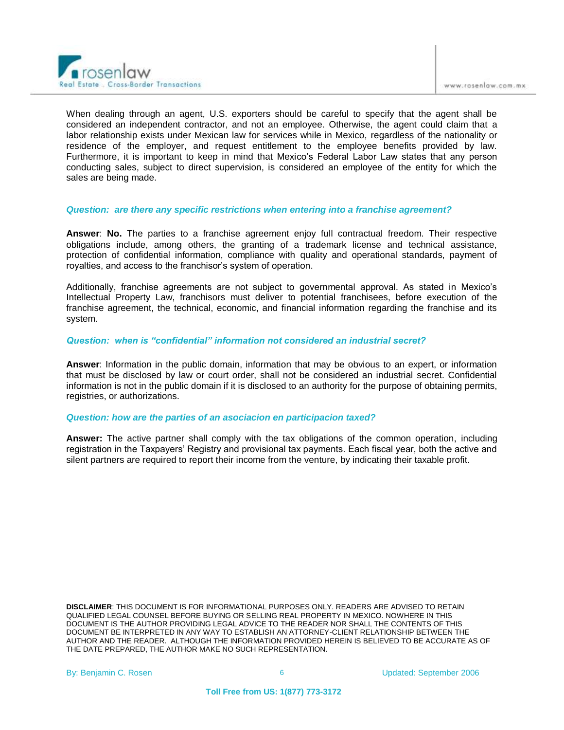When dealing through an agent, U.S. exporters should be careful to specify that the agent shall be considered an independent contractor, and not an employee. Otherwise, the agent could claim that a labor relationship exists under Mexican law for services while in Mexico, regardless of the nationality or residence of the employer, and request entitlement to the employee benefits provided by law. Furthermore, it is important to keep in mind that Mexico's Federal Labor Law states that any person conducting sales, subject to direct supervision, is considered an employee of the entity for which the sales are being made.

***Question: are there any specific restrictions when entering into a franchise agreement?***

**Answer**: **No.** The parties to a franchise agreement enjoy full contractual freedom. Their respective obligations include, among others, the granting of a trademark license and technical assistance, protection of confidential information, compliance with quality and operational standards, payment of royalties, and access to the franchisor's system of operation.

Additionally, franchise agreements are not subject to governmental approval. As stated in Mexico's Intellectual Property Law, franchisors must deliver to potential franchisees, before execution of the franchise agreement, the technical, economic, and financial information regarding the franchise and its system.

***Question: when is "confidential" information not considered an industrial secret?***

**Answer**: Information in the public domain, information that may be obvious to an expert, or information that must be disclosed by law or court order, shall not be considered an industrial secret. Confidential information is not in the public domain if it is disclosed to an authority for the purpose of obtaining permits, registries, or authorizations.

***Question: how are the parties of an asociacion en participacion taxed?***

**Answer:** The active partner shall comply with the tax obligations of the common operation, including registration in the Taxpayers' Registry and provisional tax payments. Each fiscal year, both the active and silent partners are required to report their income from the venture, by indicating their taxable profit.

**DISCLAIMER**: THIS DOCUMENT IS FOR INFORMATIONAL PURPOSES ONLY. READERS ARE ADVISED TO RETAIN QUALIFIED LEGAL COUNSEL BEFORE BUYING OR SELLING REAL PROPERTY IN MEXICO. NOWHERE IN THIS DOCUMENT IS THE AUTHOR PROVIDING LEGAL ADVICE TO THE READER NOR SHALL THE CONTENTS OF THIS DOCUMENT BE INTERPRETED IN ANY WAY TO ESTABLISH AN ATTORNEY-CLIENT RELATIONSHIP BETWEEN THE AUTHOR AND THE READER. ALTHOUGH THE INFORMATION PROVIDED HEREIN IS BELIEVED TO BE ACCURATE AS OF THE DATE PREPARED, THE AUTHOR MAKE NO SUCH REPRESENTATION.